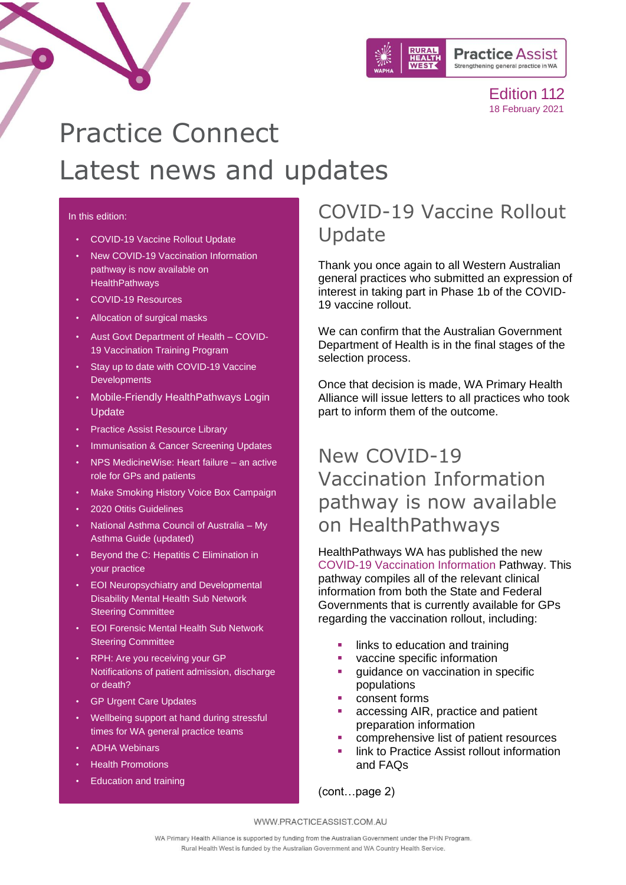Edition 112
18 February 2021

# Practice Connect
# Latest news and updates

In this edition:

- COVID-19 Vaccine Rollout Update
- New COVID-19 Vaccination Information pathway is now available on HealthPathways
- COVID-19 Resources
- Allocation of surgical masks
- Aust Govt Department of Health – COVID-19 Vaccination Training Program
- Stay up to date with COVID-19 Vaccine Developments
- Mobile-Friendly HealthPathways Login Update
- Practice Assist Resource Library
- Immunisation & Cancer Screening Updates
- NPS MedicineWise: Heart failure – an active role for GPs and patients
- Make Smoking History Voice Box Campaign
- 2020 Otitis Guidelines
- National Asthma Council of Australia – My Asthma Guide (updated)
- Beyond the C: Hepatitis C Elimination in your practice
- EOI Neuropsychiatry and Developmental Disability Mental Health Sub Network Steering Committee
- EOI Forensic Mental Health Sub Network Steering Committee
- RPH: Are you receiving your GP Notifications of patient admission, discharge or death?
- GP Urgent Care Updates
- Wellbeing support at hand during stressful times for WA general practice teams
- ADHA Webinars
- Health Promotions
- Education and training

## COVID-19 Vaccine Rollout Update

Thank you once again to all Western Australian general practices who submitted an expression of interest in taking part in Phase 1b of the COVID-19 vaccine rollout.

We can confirm that the Australian Government Department of Health is in the final stages of the selection process.

Once that decision is made, WA Primary Health Alliance will issue letters to all practices who took part to inform them of the outcome.

## New COVID-19 Vaccination Information pathway is now available on HealthPathways

HealthPathways WA has published the new COVID-19 Vaccination Information Pathway. This pathway compiles all of the relevant clinical information from both the State and Federal Governments that is currently available for GPs regarding the vaccination rollout, including:

- links to education and training
- vaccine specific information
- guidance on vaccination in specific populations
- consent forms
- accessing AIR, practice and patient preparation information
- comprehensive list of patient resources
- link to Practice Assist rollout information and FAQs

(cont…page 2)

WWW.PRACTICEASSIST.COM.AU

WA Primary Health Alliance is supported by funding from the Australian Government under the PHN Program.
Rural Health West is funded by the Australian Government and WA Country Health Service.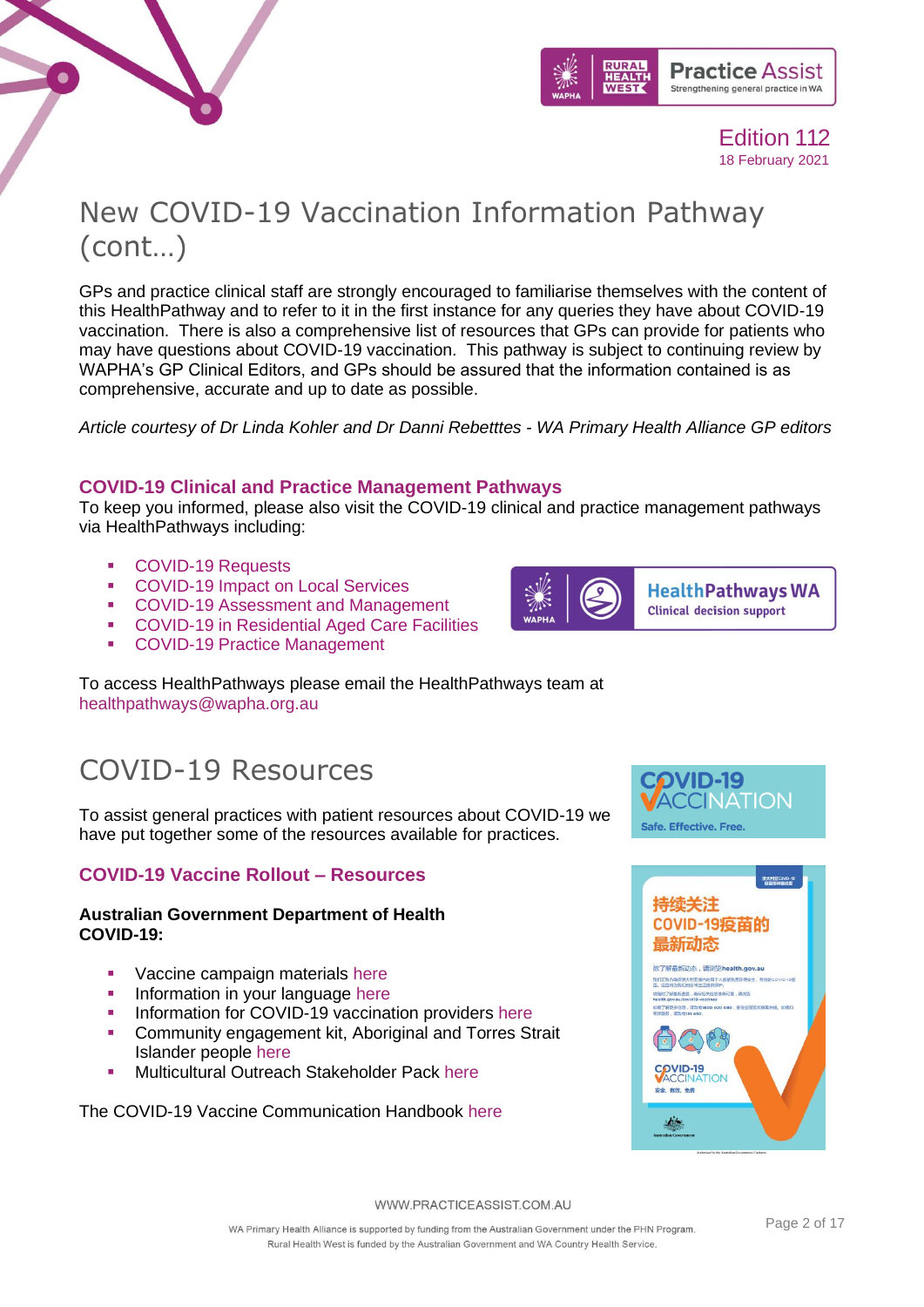# New COVID-19 Vaccination Information Pathway (cont…)

GPs and practice clinical staff are strongly encouraged to familiarise themselves with the content of this HealthPathway and to refer to it in the first instance for any queries they have about COVID-19 vaccination. There is also a comprehensive list of resources that GPs can provide for patients who may have questions about COVID-19 vaccination. This pathway is subject to continuing review by WAPHA's GP Clinical Editors, and GPs should be assured that the information contained is as comprehensive, accurate and up to date as possible.

*Article courtesy of Dr Linda Kohler and Dr Danni Rebetttes - WA Primary Health Alliance GP editors*

### COVID-19 Clinical and Practice Management Pathways

To keep you informed, please also visit the COVID-19 clinical and practice management pathways via HealthPathways including:

- COVID-19 Requests
- COVID-19 Impact on Local Services
- COVID-19 Assessment and Management
- COVID-19 in Residential Aged Care Facilities
- COVID-19 Practice Management

To access HealthPathways please email the HealthPathways team at healthpathways@wapha.org.au

# COVID-19 Resources

To assist general practices with patient resources about COVID-19 we have put together some of the resources available for practices.

### COVID-19 Vaccine Rollout – Resources

**Australian Government Department of Health COVID-19:**

- Vaccine campaign materials here
- Information in your language here
- Information for COVID-19 vaccination providers here
- Community engagement kit, Aboriginal and Torres Strait Islander people here
- Multicultural Outreach Stakeholder Pack here

The COVID-19 Vaccine Communication Handbook here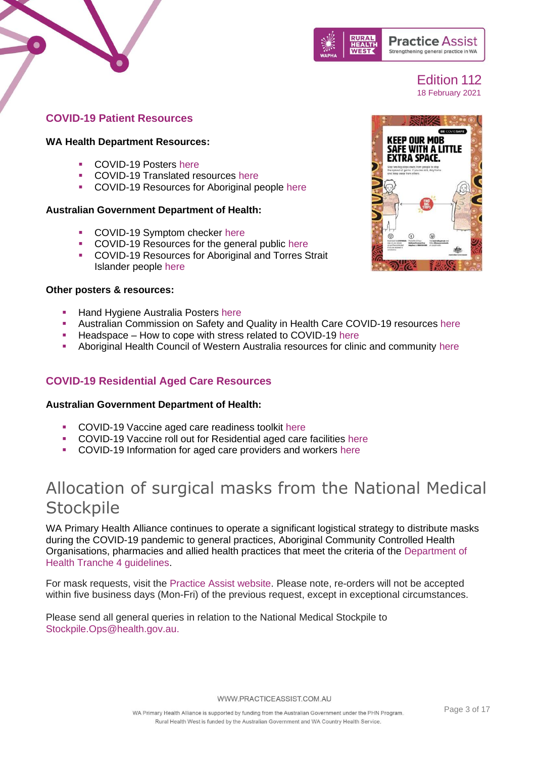## COVID-19 Patient Resources

**WA Health Department Resources:**

- COVID-19 Posters here
- COVID-19 Translated resources here
- COVID-19 Resources for Aboriginal people here

**Australian Government Department of Health:**

- COVID-19 Symptom checker here
- COVID-19 Resources for the general public here
- COVID-19 Resources for Aboriginal and Torres Strait Islander people here

**Other posters & resources:**

- Hand Hygiene Australia Posters here
- Australian Commission on Safety and Quality in Health Care COVID-19 resources here
- Headspace – How to cope with stress related to COVID-19 here
- Aboriginal Health Council of Western Australia resources for clinic and community here

## COVID-19 Residential Aged Care Resources

**Australian Government Department of Health:**

- COVID-19 Vaccine aged care readiness toolkit here
- COVID-19 Vaccine roll out for Residential aged care facilities here
- COVID-19 Information for aged care providers and workers here

# Allocation of surgical masks from the National Medical Stockpile

WA Primary Health Alliance continues to operate a significant logistical strategy to distribute masks during the COVID-19 pandemic to general practices, Aboriginal Community Controlled Health Organisations, pharmacies and allied health practices that meet the criteria of the Department of Health Tranche 4 guidelines.

For mask requests, visit the Practice Assist website. Please note, re-orders will not be accepted within five business days (Mon-Fri) of the previous request, except in exceptional circumstances.

Please send all general queries in relation to the National Medical Stockpile to Stockpile.Ops@health.gov.au.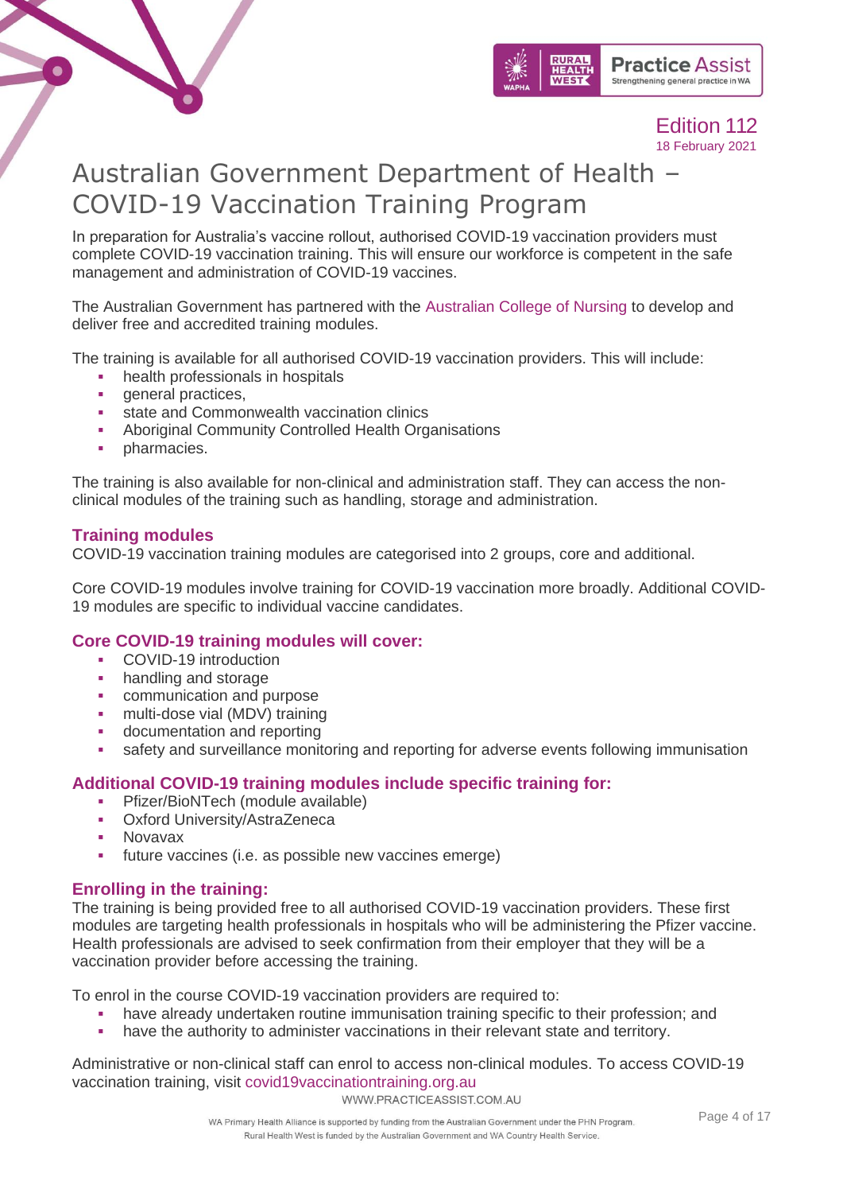# Australian Government Department of Health – COVID-19 Vaccination Training Program

In preparation for Australia's vaccine rollout, authorised COVID-19 vaccination providers must complete COVID-19 vaccination training. This will ensure our workforce is competent in the safe management and administration of COVID-19 vaccines.

The Australian Government has partnered with the Australian College of Nursing to develop and deliver free and accredited training modules.

The training is available for all authorised COVID-19 vaccination providers. This will include:

- health professionals in hospitals
- general practices,
- state and Commonwealth vaccination clinics
- Aboriginal Community Controlled Health Organisations
- pharmacies.

The training is also available for non-clinical and administration staff. They can access the non-clinical modules of the training such as handling, storage and administration.

## Training modules

COVID-19 vaccination training modules are categorised into 2 groups, core and additional.

Core COVID-19 modules involve training for COVID-19 vaccination more broadly. Additional COVID-19 modules are specific to individual vaccine candidates.

## Core COVID-19 training modules will cover:

- COVID-19 introduction
- handling and storage
- communication and purpose
- multi-dose vial (MDV) training
- documentation and reporting
- safety and surveillance monitoring and reporting for adverse events following immunisation

## Additional COVID-19 training modules include specific training for:

- Pfizer/BioNTech (module available)
- Oxford University/AstraZeneca
- Novavax
- future vaccines (i.e. as possible new vaccines emerge)

## Enrolling in the training:

The training is being provided free to all authorised COVID-19 vaccination providers. These first modules are targeting health professionals in hospitals who will be administering the Pfizer vaccine. Health professionals are advised to seek confirmation from their employer that they will be a vaccination provider before accessing the training.

To enrol in the course COVID-19 vaccination providers are required to:

- have already undertaken routine immunisation training specific to their profession; and
- have the authority to administer vaccinations in their relevant state and territory.

Administrative or non-clinical staff can enrol to access non-clinical modules. To access COVID-19 vaccination training, visit covid19vaccinationtraining.org.au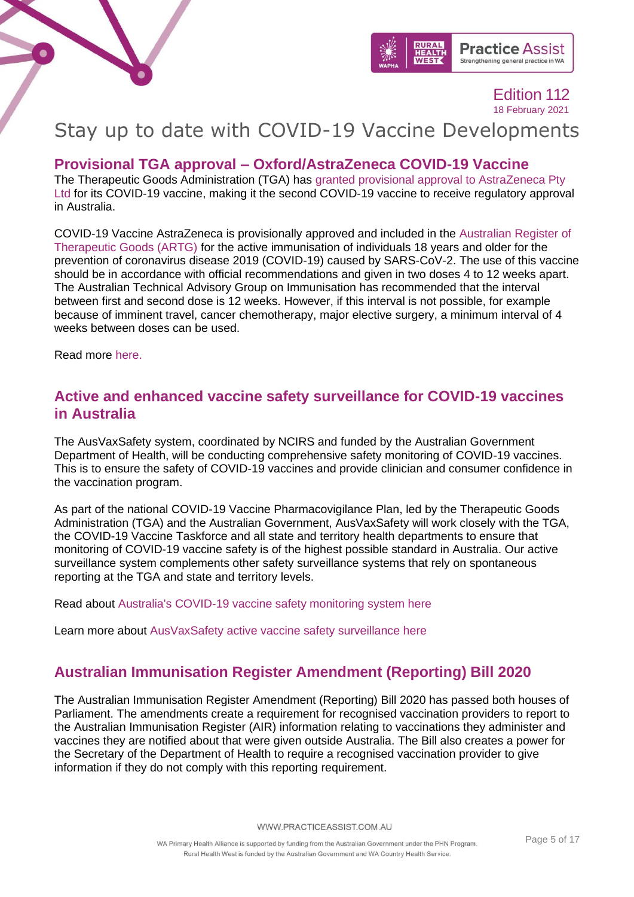# Stay up to date with COVID-19 Vaccine Developments

## Provisional TGA approval – Oxford/AstraZeneca COVID-19 Vaccine

The Therapeutic Goods Administration (TGA) has granted provisional approval to AstraZeneca Pty Ltd for its COVID-19 vaccine, making it the second COVID-19 vaccine to receive regulatory approval in Australia.

COVID-19 Vaccine AstraZeneca is provisionally approved and included in the Australian Register of Therapeutic Goods (ARTG) for the active immunisation of individuals 18 years and older for the prevention of coronavirus disease 2019 (COVID-19) caused by SARS-CoV-2. The use of this vaccine should be in accordance with official recommendations and given in two doses 4 to 12 weeks apart. The Australian Technical Advisory Group on Immunisation has recommended that the interval between first and second dose is 12 weeks. However, if this interval is not possible, for example because of imminent travel, cancer chemotherapy, major elective surgery, a minimum interval of 4 weeks between doses can be used.

Read more here.

## Active and enhanced vaccine safety surveillance for COVID-19 vaccines in Australia

The AusVaxSafety system, coordinated by NCIRS and funded by the Australian Government Department of Health, will be conducting comprehensive safety monitoring of COVID-19 vaccines. This is to ensure the safety of COVID-19 vaccines and provide clinician and consumer confidence in the vaccination program.

As part of the national COVID-19 Vaccine Pharmacovigilance Plan, led by the Therapeutic Goods Administration (TGA) and the Australian Government, AusVaxSafety will work closely with the TGA, the COVID-19 Vaccine Taskforce and all state and territory health departments to ensure that monitoring of COVID-19 vaccine safety is of the highest possible standard in Australia. Our active surveillance system complements other safety surveillance systems that rely on spontaneous reporting at the TGA and state and territory levels.

Read about Australia's COVID-19 vaccine safety monitoring system here

Learn more about AusVaxSafety active vaccine safety surveillance here

## Australian Immunisation Register Amendment (Reporting) Bill 2020

The Australian Immunisation Register Amendment (Reporting) Bill 2020 has passed both houses of Parliament. The amendments create a requirement for recognised vaccination providers to report to the Australian Immunisation Register (AIR) information relating to vaccinations they administer and vaccines they are notified about that were given outside Australia. The Bill also creates a power for the Secretary of the Department of Health to require a recognised vaccination provider to give information if they do not comply with this reporting requirement.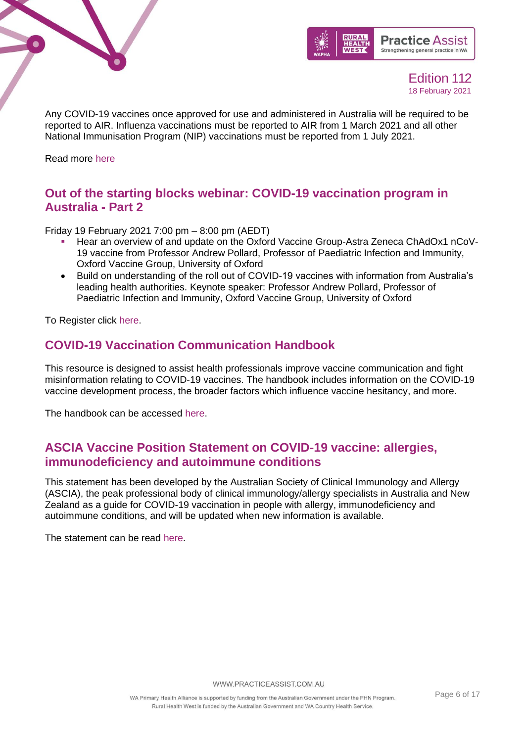Any COVID-19 vaccines once approved for use and administered in Australia will be required to be reported to AIR. Influenza vaccinations must be reported to AIR from 1 March 2021 and all other National Immunisation Program (NIP) vaccinations must be reported from 1 July 2021.

Read more here

## Out of the starting blocks webinar: COVID-19 vaccination program in Australia - Part 2

Friday 19 February 2021 7:00 pm – 8:00 pm (AEDT)

- Hear an overview of and update on the Oxford Vaccine Group-Astra Zeneca ChAdOx1 nCoV-19 vaccine from Professor Andrew Pollard, Professor of Paediatric Infection and Immunity, Oxford Vaccine Group, University of Oxford
- Build on understanding of the roll out of COVID-19 vaccines with information from Australia's leading health authorities. Keynote speaker: Professor Andrew Pollard, Professor of Paediatric Infection and Immunity, Oxford Vaccine Group, University of Oxford

To Register click here.

## COVID-19 Vaccination Communication Handbook

This resource is designed to assist health professionals improve vaccine communication and fight misinformation relating to COVID-19 vaccines. The handbook includes information on the COVID-19 vaccine development process, the broader factors which influence vaccine hesitancy, and more.

The handbook can be accessed here.

## ASCIA Vaccine Position Statement on COVID-19 vaccine: allergies, immunodeficiency and autoimmune conditions

This statement has been developed by the Australian Society of Clinical Immunology and Allergy (ASCIA), the peak professional body of clinical immunology/allergy specialists in Australia and New Zealand as a guide for COVID-19 vaccination in people with allergy, immunodeficiency and autoimmune conditions, and will be updated when new information is available.

The statement can be read here.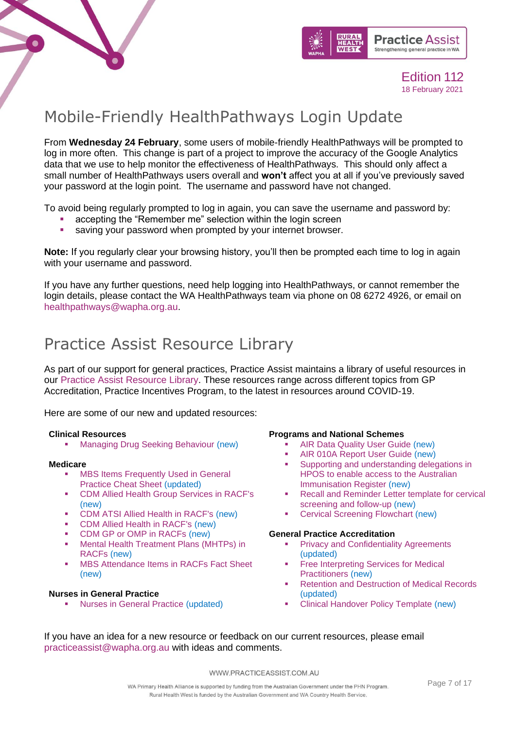# Mobile-Friendly HealthPathways Login Update

From **Wednesday 24 February**, some users of mobile-friendly HealthPathways will be prompted to log in more often. This change is part of a project to improve the accuracy of the Google Analytics data that we use to help monitor the effectiveness of HealthPathways. This should only affect a small number of HealthPathways users overall and **won't** affect you at all if you've previously saved your password at the login point. The username and password have not changed.

To avoid being regularly prompted to log in again, you can save the username and password by:

- accepting the "Remember me" selection within the login screen
- saving your password when prompted by your internet browser.

**Note:** If you regularly clear your browsing history, you'll then be prompted each time to log in again with your username and password.

If you have any further questions, need help logging into HealthPathways, or cannot remember the login details, please contact the WA HealthPathways team via phone on 08 6272 4926, or email on healthpathways@wapha.org.au.

# Practice Assist Resource Library

As part of our support for general practices, Practice Assist maintains a library of useful resources in our Practice Assist Resource Library. These resources range across different topics from GP Accreditation, Practice Incentives Program, to the latest in resources around COVID-19.

Here are some of our new and updated resources:

**Clinical Resources**

- Managing Drug Seeking Behaviour (new)

**Medicare**

- MBS Items Frequently Used in General Practice Cheat Sheet (updated)
- CDM Allied Health Group Services in RACF's (new)
- CDM ATSI Allied Health in RACF's (new)
- CDM Allied Health in RACF's (new)
- CDM GP or OMP in RACFs (new)
- Mental Health Treatment Plans (MHTPs) in RACFs (new)
- MBS Attendance Items in RACFs Fact Sheet (new)

**Nurses in General Practice**

- Nurses in General Practice (updated)

**Programs and National Schemes**

- AIR Data Quality User Guide (new)
- AIR 010A Report User Guide (new)
- Supporting and understanding delegations in HPOS to enable access to the Australian Immunisation Register (new)
- Recall and Reminder Letter template for cervical screening and follow-up (new)
- Cervical Screening Flowchart (new)

**General Practice Accreditation**

- Privacy and Confidentiality Agreements (updated)
- Free Interpreting Services for Medical Practitioners (new)
- Retention and Destruction of Medical Records (updated)
- Clinical Handover Policy Template (new)

If you have an idea for a new resource or feedback on our current resources, please email practiceassist@wapha.org.au with ideas and comments.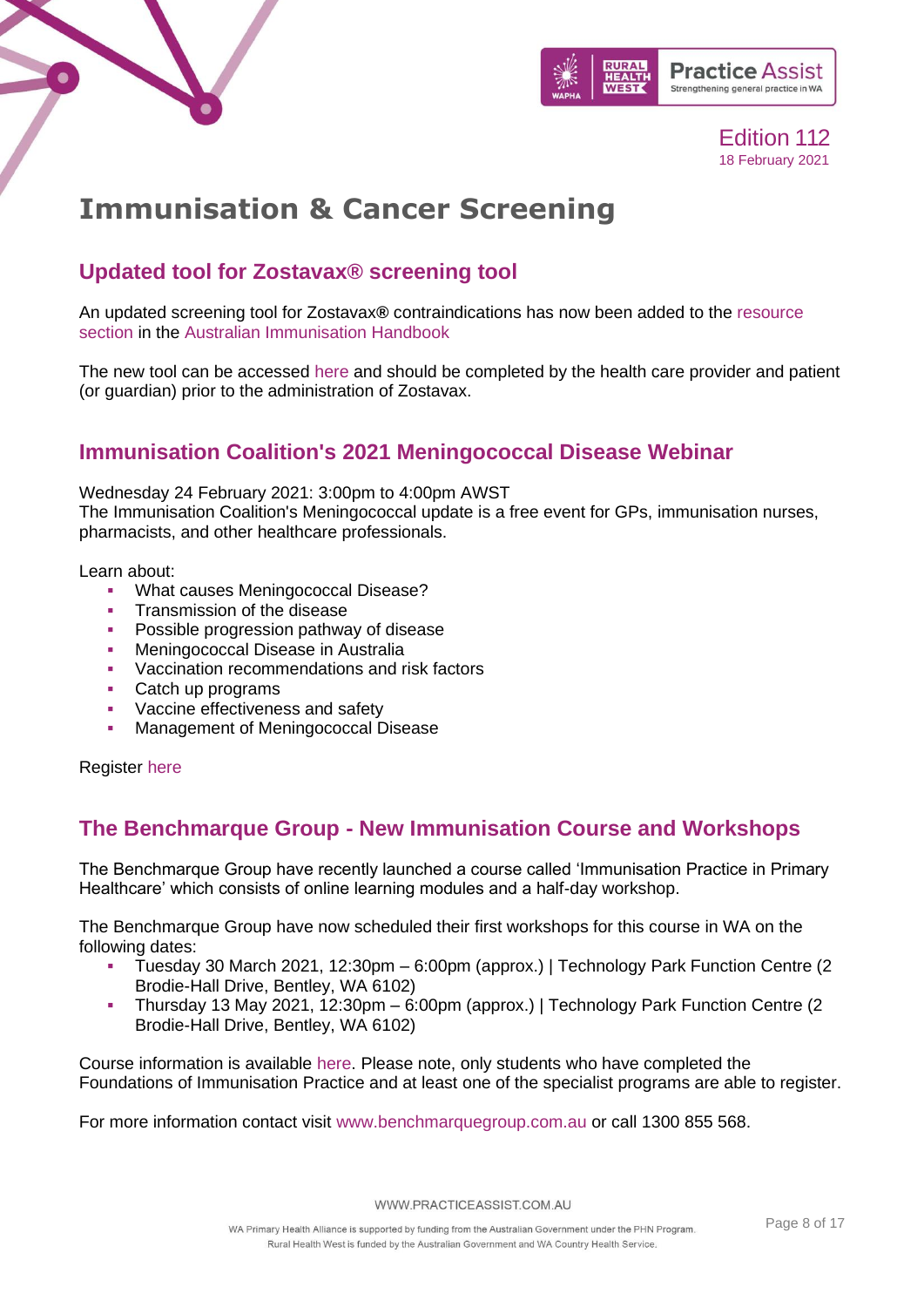# Immunisation & Cancer Screening

## Updated tool for Zostavax® screening tool

An updated screening tool for Zostavax**®** contraindications has now been added to the resource section in the Australian Immunisation Handbook

The new tool can be accessed here and should be completed by the health care provider and patient (or guardian) prior to the administration of Zostavax.

## Immunisation Coalition's 2021 Meningococcal Disease Webinar

Wednesday 24 February 2021: 3:00pm to 4:00pm AWST
The Immunisation Coalition's Meningococcal update is a free event for GPs, immunisation nurses, pharmacists, and other healthcare professionals.

Learn about:

- What causes Meningococcal Disease?
- Transmission of the disease
- Possible progression pathway of disease
- Meningococcal Disease in Australia
- Vaccination recommendations and risk factors
- Catch up programs
- Vaccine effectiveness and safety
- Management of Meningococcal Disease

Register here

## The Benchmarque Group - New Immunisation Course and Workshops

The Benchmarque Group have recently launched a course called 'Immunisation Practice in Primary Healthcare' which consists of online learning modules and a half-day workshop.

The Benchmarque Group have now scheduled their first workshops for this course in WA on the following dates:

- Tuesday 30 March 2021, 12:30pm – 6:00pm (approx.) | Technology Park Function Centre (2 Brodie-Hall Drive, Bentley, WA 6102)
- Thursday 13 May 2021, 12:30pm – 6:00pm (approx.) | Technology Park Function Centre (2 Brodie-Hall Drive, Bentley, WA 6102)

Course information is available here. Please note, only students who have completed the Foundations of Immunisation Practice and at least one of the specialist programs are able to register.

For more information contact visit www.benchmarquegroup.com.au or call 1300 855 568.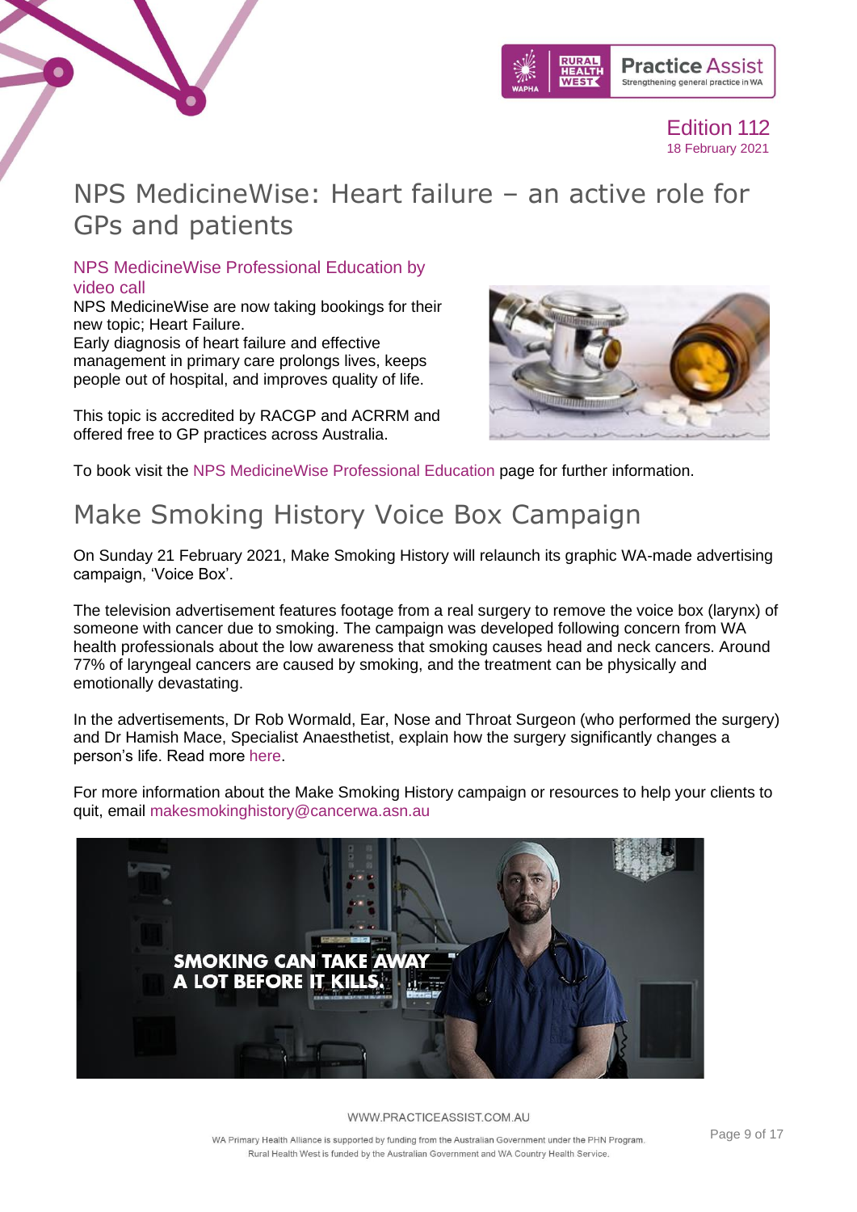# NPS MedicineWise: Heart failure – an active role for GPs and patients

### NPS MedicineWise Professional Education by video call

NPS MedicineWise are now taking bookings for their new topic; Heart Failure.
Early diagnosis of heart failure and effective management in primary care prolongs lives, keeps people out of hospital, and improves quality of life.

This topic is accredited by RACGP and ACRRM and offered free to GP practices across Australia.

To book visit the NPS MedicineWise Professional Education page for further information.

# Make Smoking History Voice Box Campaign

On Sunday 21 February 2021, Make Smoking History will relaunch its graphic WA-made advertising campaign, 'Voice Box'.

The television advertisement features footage from a real surgery to remove the voice box (larynx) of someone with cancer due to smoking. The campaign was developed following concern from WA health professionals about the low awareness that smoking causes head and neck cancers. Around 77% of laryngeal cancers are caused by smoking, and the treatment can be physically and emotionally devastating.

In the advertisements, Dr Rob Wormald, Ear, Nose and Throat Surgeon (who performed the surgery) and Dr Hamish Mace, Specialist Anaesthetist, explain how the surgery significantly changes a person's life. Read more here.

For more information about the Make Smoking History campaign or resources to help your clients to quit, email makesmokinghistory@cancerwa.asn.au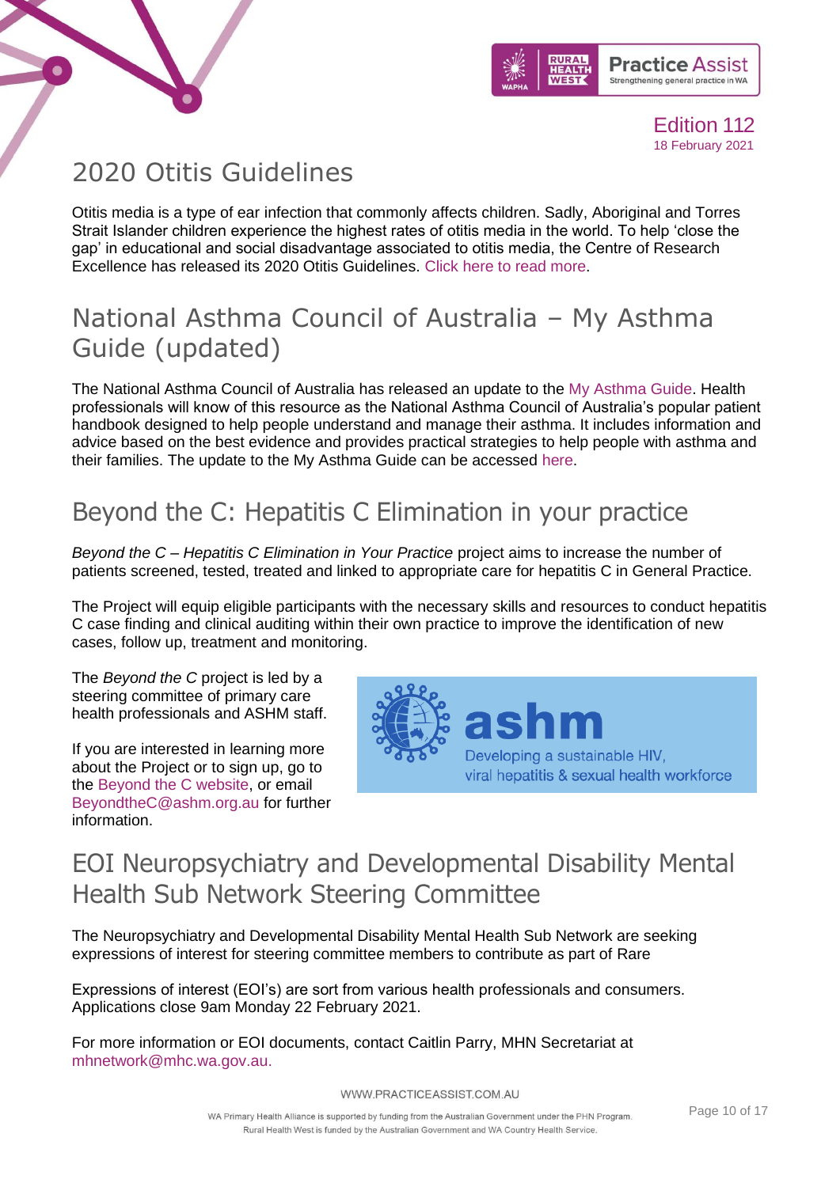# 2020 Otitis Guidelines

Otitis media is a type of ear infection that commonly affects children. Sadly, Aboriginal and Torres Strait Islander children experience the highest rates of otitis media in the world. To help 'close the gap' in educational and social disadvantage associated to otitis media, the Centre of Research Excellence has released its 2020 Otitis Guidelines. Click here to read more.

# National Asthma Council of Australia – My Asthma Guide (updated)

The National Asthma Council of Australia has released an update to the My Asthma Guide. Health professionals will know of this resource as the National Asthma Council of Australia's popular patient handbook designed to help people understand and manage their asthma. It includes information and advice based on the best evidence and provides practical strategies to help people with asthma and their families. The update to the My Asthma Guide can be accessed here.

# Beyond the C: Hepatitis C Elimination in your practice

*Beyond the C – Hepatitis C Elimination in Your Practice* project aims to increase the number of patients screened, tested, treated and linked to appropriate care for hepatitis C in General Practice.

The Project will equip eligible participants with the necessary skills and resources to conduct hepatitis C case finding and clinical auditing within their own practice to improve the identification of new cases, follow up, treatment and monitoring.

The *Beyond the C* project is led by a steering committee of primary care health professionals and ASHM staff.

If you are interested in learning more about the Project or to sign up, go to the Beyond the C website, or email BeyondtheC@ashm.org.au for further information.

# EOI Neuropsychiatry and Developmental Disability Mental Health Sub Network Steering Committee

The Neuropsychiatry and Developmental Disability Mental Health Sub Network are seeking expressions of interest for steering committee members to contribute as part of Rare

Expressions of interest (EOI's) are sort from various health professionals and consumers. Applications close 9am Monday 22 February 2021.

For more information or EOI documents, contact Caitlin Parry, MHN Secretariat at mhnetwork@mhc.wa.gov.au.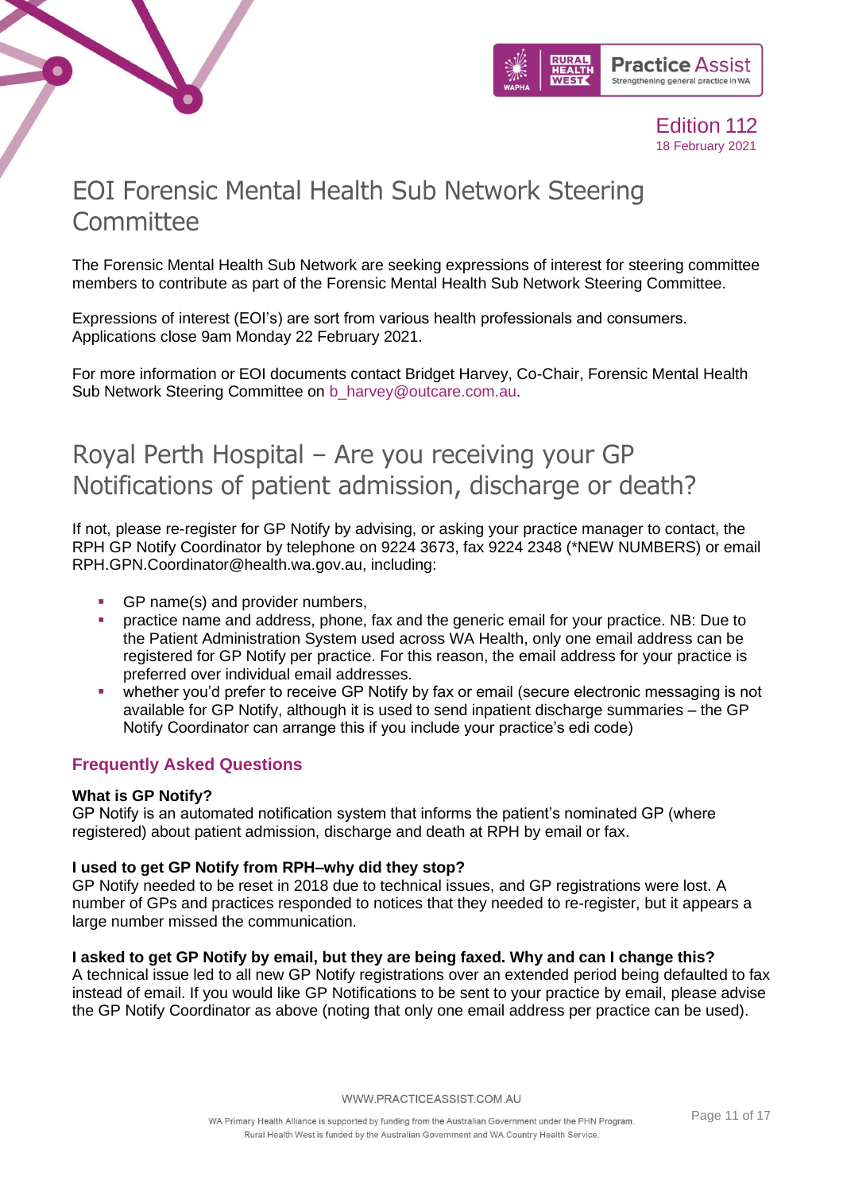# EOI Forensic Mental Health Sub Network Steering Committee

The Forensic Mental Health Sub Network are seeking expressions of interest for steering committee members to contribute as part of the Forensic Mental Health Sub Network Steering Committee.

Expressions of interest (EOI's) are sort from various health professionals and consumers. Applications close 9am Monday 22 February 2021.

For more information or EOI documents contact Bridget Harvey, Co-Chair, Forensic Mental Health Sub Network Steering Committee on b_harvey@outcare.com.au.

# Royal Perth Hospital – Are you receiving your GP Notifications of patient admission, discharge or death?

If not, please re-register for GP Notify by advising, or asking your practice manager to contact, the RPH GP Notify Coordinator by telephone on 9224 3673, fax 9224 2348 (*NEW NUMBERS) or email RPH.GPN.Coordinator@health.wa.gov.au, including:

- GP name(s) and provider numbers,
- practice name and address, phone, fax and the generic email for your practice. NB: Due to the Patient Administration System used across WA Health, only one email address can be registered for GP Notify per practice. For this reason, the email address for your practice is preferred over individual email addresses.
- whether you'd prefer to receive GP Notify by fax or email (secure electronic messaging is not available for GP Notify, although it is used to send inpatient discharge summaries – the GP Notify Coordinator can arrange this if you include your practice's edi code)

## Frequently Asked Questions

**What is GP Notify?**
GP Notify is an automated notification system that informs the patient's nominated GP (where registered) about patient admission, discharge and death at RPH by email or fax.

**I used to get GP Notify from RPH–why did they stop?**
GP Notify needed to be reset in 2018 due to technical issues, and GP registrations were lost. A number of GPs and practices responded to notices that they needed to re-register, but it appears a large number missed the communication.

**I asked to get GP Notify by email, but they are being faxed. Why and can I change this?**
A technical issue led to all new GP Notify registrations over an extended period being defaulted to fax instead of email. If you would like GP Notifications to be sent to your practice by email, please advise the GP Notify Coordinator as above (noting that only one email address per practice can be used).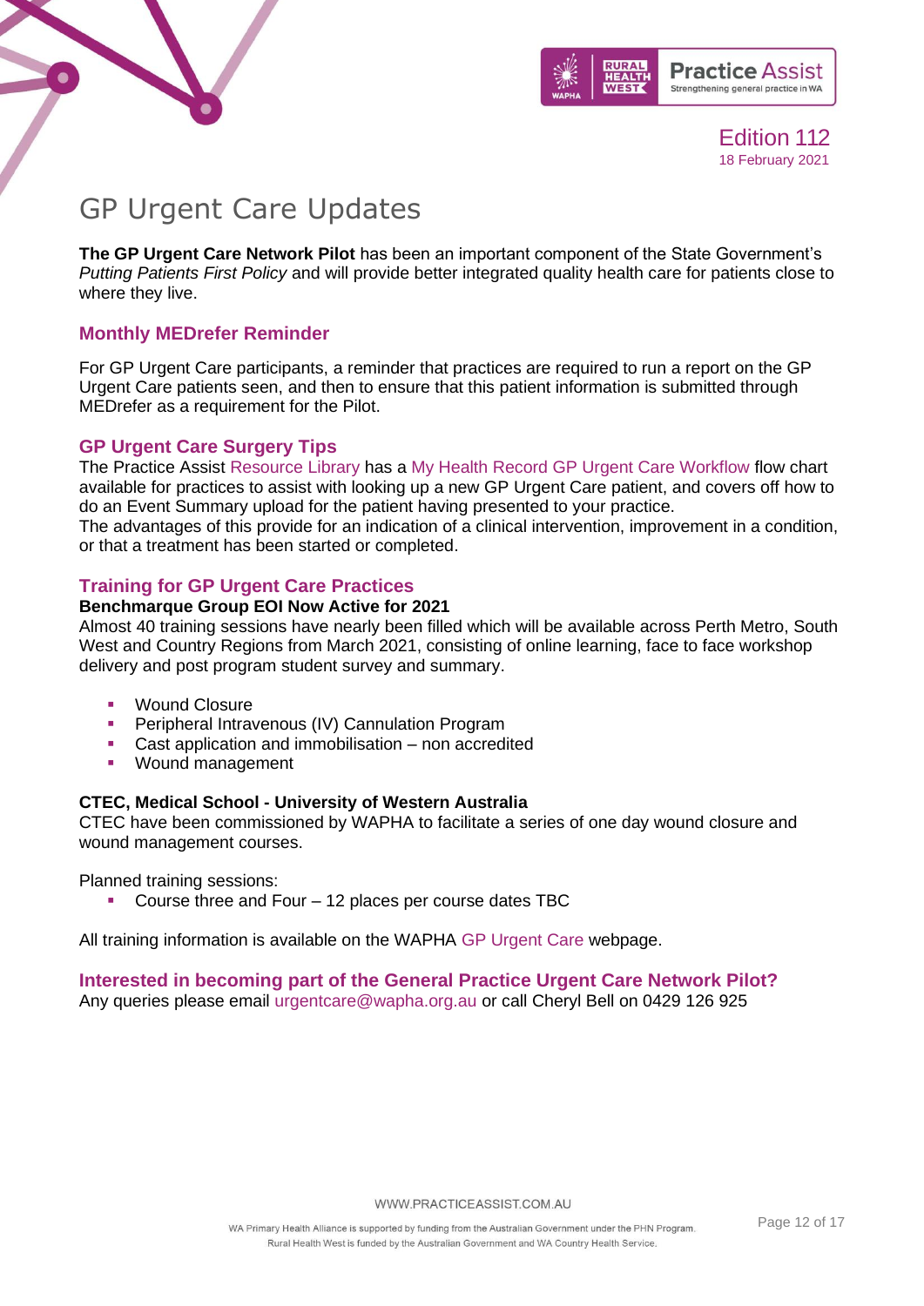# GP Urgent Care Updates

**The GP Urgent Care Network Pilot** has been an important component of the State Government's *Putting Patients First Policy* and will provide better integrated quality health care for patients close to where they live.

## Monthly MEDrefer Reminder

For GP Urgent Care participants, a reminder that practices are required to run a report on the GP Urgent Care patients seen, and then to ensure that this patient information is submitted through MEDrefer as a requirement for the Pilot.

## GP Urgent Care Surgery Tips

The Practice Assist Resource Library has a My Health Record GP Urgent Care Workflow flow chart available for practices to assist with looking up a new GP Urgent Care patient, and covers off how to do an Event Summary upload for the patient having presented to your practice.
The advantages of this provide for an indication of a clinical intervention, improvement in a condition, or that a treatment has been started or completed.

## Training for GP Urgent Care Practices

**Benchmarque Group EOI Now Active for 2021**
Almost 40 training sessions have nearly been filled which will be available across Perth Metro, South West and Country Regions from March 2021, consisting of online learning, face to face workshop delivery and post program student survey and summary.

- Wound Closure
- Peripheral Intravenous (IV) Cannulation Program
- Cast application and immobilisation – non accredited
- Wound management

**CTEC, Medical School - University of Western Australia**
CTEC have been commissioned by WAPHA to facilitate a series of one day wound closure and wound management courses.

Planned training sessions:

- Course three and Four – 12 places per course dates TBC

All training information is available on the WAPHA GP Urgent Care webpage.

## Interested in becoming part of the General Practice Urgent Care Network Pilot?

Any queries please email urgentcare@wapha.org.au or call Cheryl Bell on 0429 126 925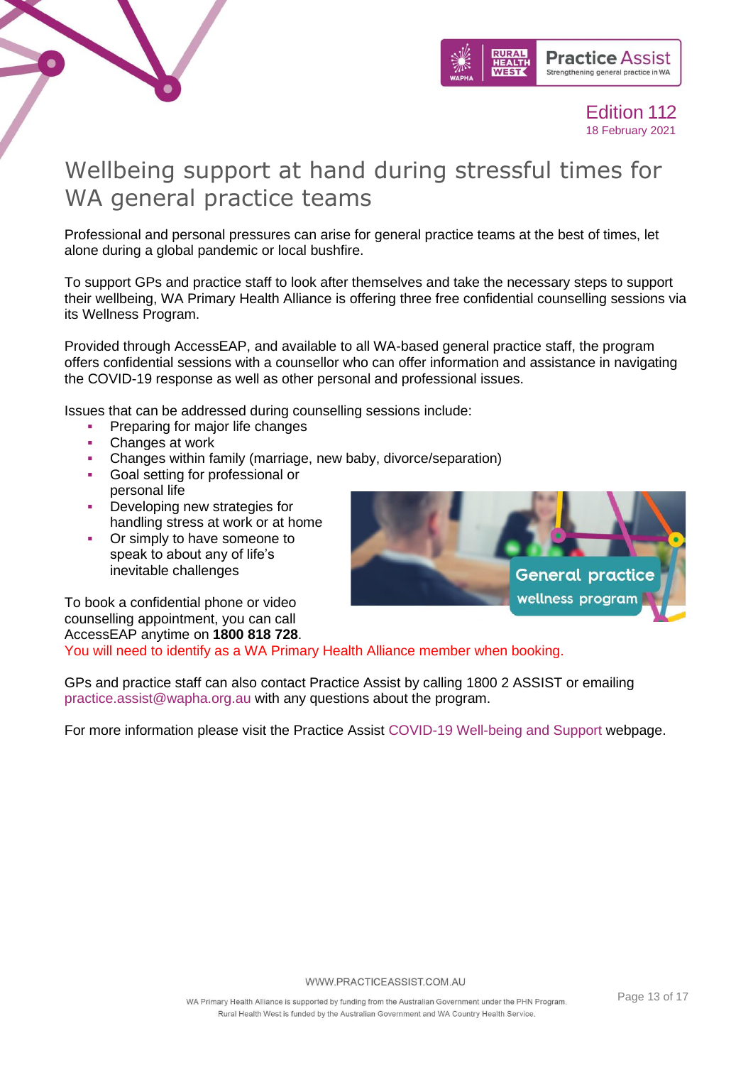# Wellbeing support at hand during stressful times for WA general practice teams

Professional and personal pressures can arise for general practice teams at the best of times, let alone during a global pandemic or local bushfire.

To support GPs and practice staff to look after themselves and take the necessary steps to support their wellbeing, WA Primary Health Alliance is offering three free confidential counselling sessions via its Wellness Program.

Provided through AccessEAP, and available to all WA-based general practice staff, the program offers confidential sessions with a counsellor who can offer information and assistance in navigating the COVID-19 response as well as other personal and professional issues.

Issues that can be addressed during counselling sessions include:

- Preparing for major life changes
- Changes at work
- Changes within family (marriage, new baby, divorce/separation)
- Goal setting for professional or personal life
- Developing new strategies for handling stress at work or at home
- Or simply to have someone to speak to about any of life's inevitable challenges

To book a confidential phone or video counselling appointment, you can call AccessEAP anytime on **1800 818 728**.
You will need to identify as a WA Primary Health Alliance member when booking.

GPs and practice staff can also contact Practice Assist by calling 1800 2 ASSIST or emailing practice.assist@wapha.org.au with any questions about the program.

For more information please visit the Practice Assist COVID-19 Well-being and Support webpage.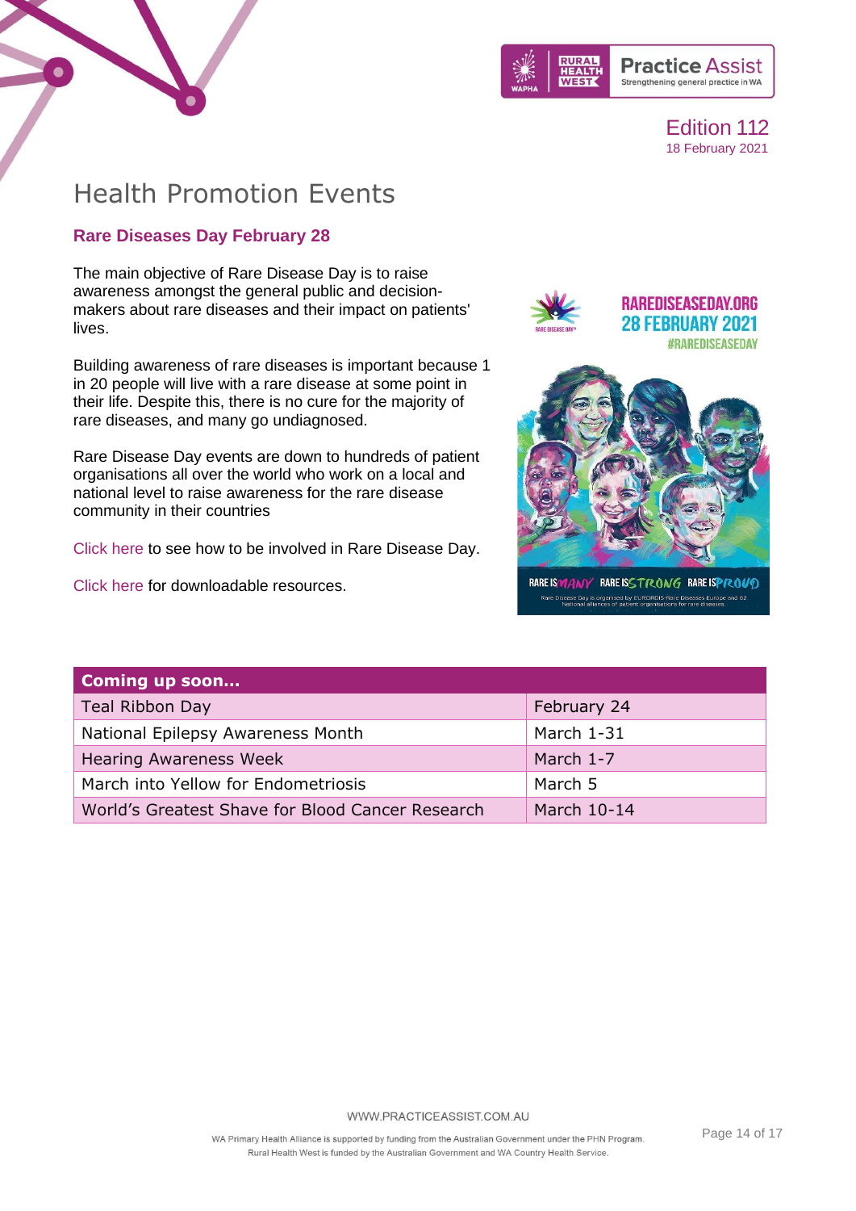# Health Promotion Events

## Rare Diseases Day February 28

The main objective of Rare Disease Day is to raise awareness amongst the general public and decision-makers about rare diseases and their impact on patients' lives.

Building awareness of rare diseases is important because 1 in 20 people will live with a rare disease at some point in their life. Despite this, there is no cure for the majority of rare diseases, and many go undiagnosed.

Rare Disease Day events are down to hundreds of patient organisations all over the world who work on a local and national level to raise awareness for the rare disease community in their countries

Click here to see how to be involved in Rare Disease Day.

Click here for downloadable resources.

| Coming up soon… | |
|---|---|
| Teal Ribbon Day | February 24 |
| National Epilepsy Awareness Month | March 1-31 |
| Hearing Awareness Week | March 1-7 |
| March into Yellow for Endometriosis | March 5 |
| World's Greatest Shave for Blood Cancer Research | March 10-14 |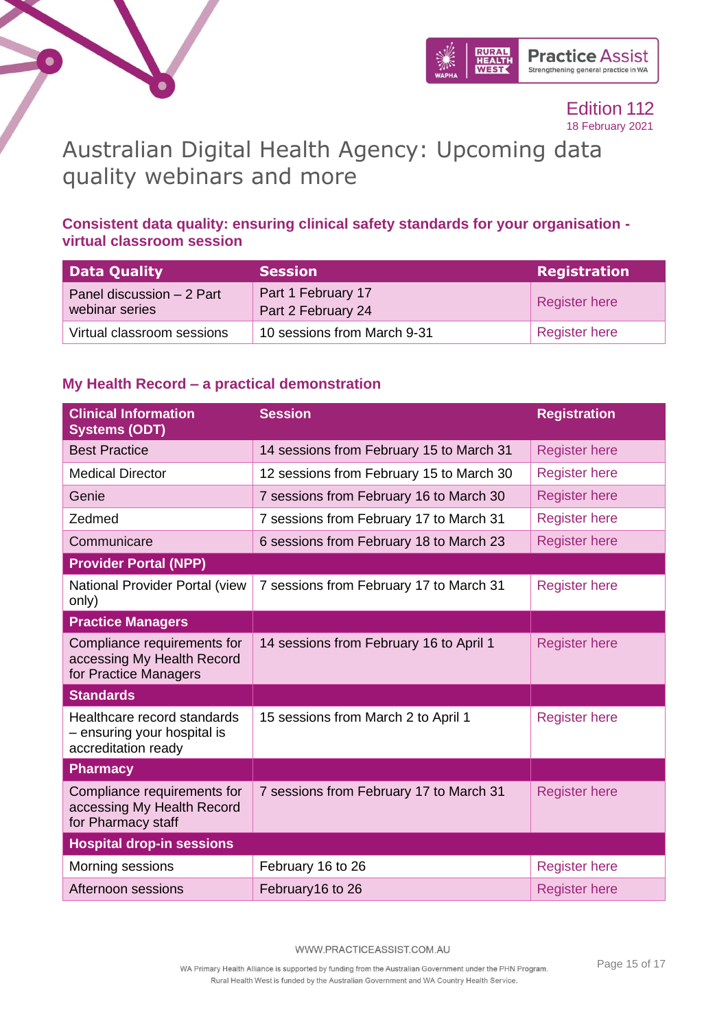# Australian Digital Health Agency: Upcoming data quality webinars and more

### Consistent data quality: ensuring clinical safety standards for your organisation - virtual classroom session

| Data Quality | Session | Registration |
|---|---|---|
| Panel discussion – 2 Part webinar series | Part 1 February 17<br>Part 2 February 24 | Register here |
| Virtual classroom sessions | 10 sessions from March 9-31 | Register here |

### My Health Record – a practical demonstration

| Clinical Information Systems (ODT) | Session | Registration |
|---|---|---|
| Best Practice | 14 sessions from February 15 to March 31 | Register here |
| Medical Director | 12 sessions from February 15 to March 30 | Register here |
| Genie | 7 sessions from February 16 to March 30 | Register here |
| Zedmed | 7 sessions from February 17 to March 31 | Register here |
| Communicare | 6 sessions from February 18 to March 23 | Register here |
| **Provider Portal (NPP)** | | |
| National Provider Portal (view only) | 7 sessions from February 17 to March 31 | Register here |
| **Practice Managers** | | |
| Compliance requirements for accessing My Health Record for Practice Managers | 14 sessions from February 16 to April 1 | Register here |
| **Standards** | | |
| Healthcare record standards – ensuring your hospital is accreditation ready | 15 sessions from March 2 to April 1 | Register here |
| **Pharmacy** | | |
| Compliance requirements for accessing My Health Record for Pharmacy staff | 7 sessions from February 17 to March 31 | Register here |
| **Hospital drop-in sessions** | | |
| Morning sessions | February 16 to 26 | Register here |
| Afternoon sessions | February16 to 26 | Register here |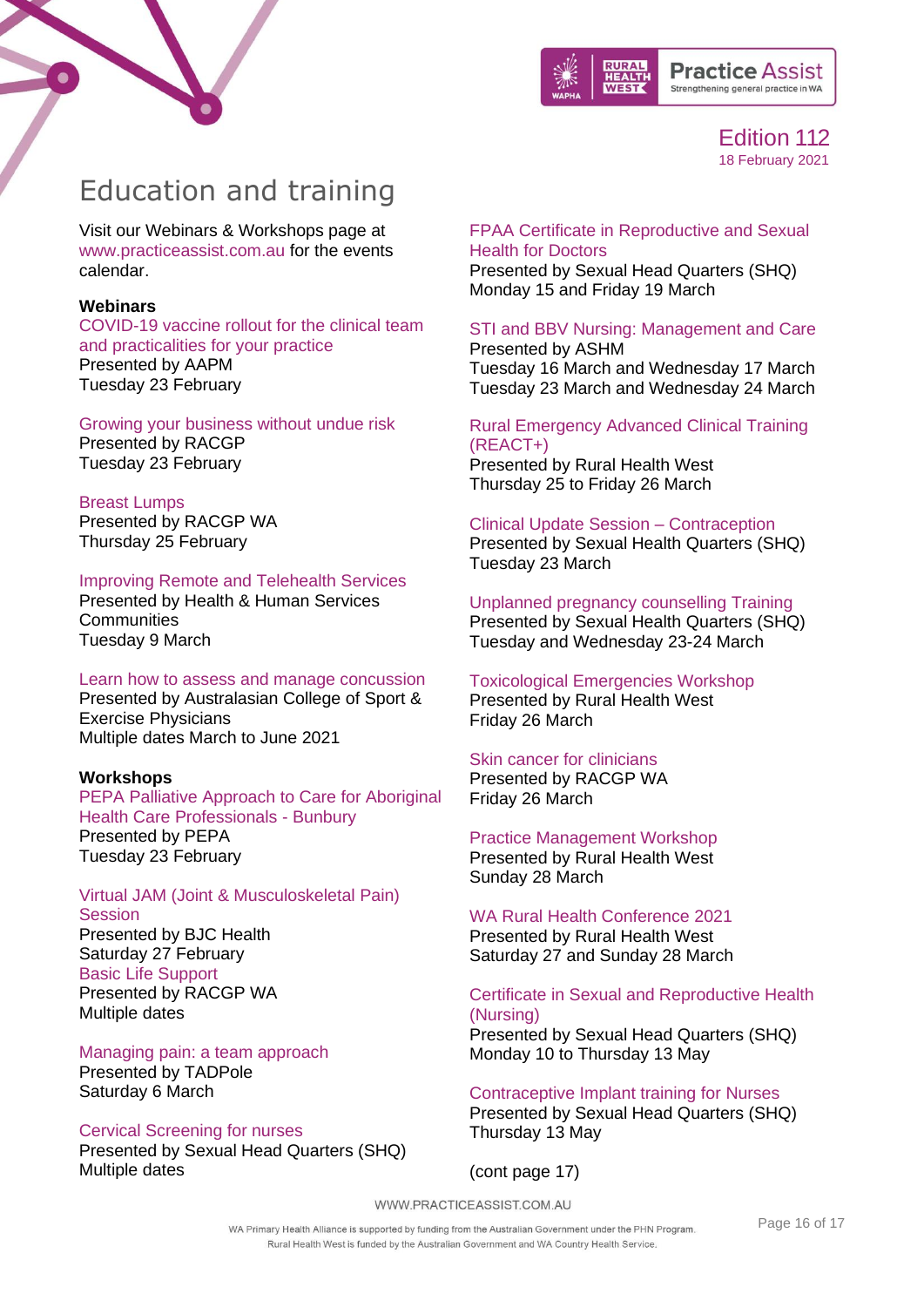# Education and training

Visit our Webinars & Workshops page at www.practiceassist.com.au for the events calendar.

**Webinars**

COVID-19 vaccine rollout for the clinical team and practicalities for your practice
Presented by AAPM
Tuesday 23 February

Growing your business without undue risk
Presented by RACGP
Tuesday 23 February

Breast Lumps
Presented by RACGP WA
Thursday 25 February

Improving Remote and Telehealth Services
Presented by Health & Human Services Communities
Tuesday 9 March

Learn how to assess and manage concussion
Presented by Australasian College of Sport & Exercise Physicians
Multiple dates March to June 2021

**Workshops**

PEPA Palliative Approach to Care for Aboriginal Health Care Professionals - Bunbury
Presented by PEPA
Tuesday 23 February

Virtual JAM (Joint & Musculoskeletal Pain) Session
Presented by BJC Health
Saturday 27 February

Basic Life Support
Presented by RACGP WA
Multiple dates

Managing pain: a team approach
Presented by TADPole
Saturday 6 March

Cervical Screening for nurses
Presented by Sexual Head Quarters (SHQ)
Multiple dates

FPAA Certificate in Reproductive and Sexual Health for Doctors
Presented by Sexual Head Quarters (SHQ)
Monday 15 and Friday 19 March

STI and BBV Nursing: Management and Care
Presented by ASHM
Tuesday 16 March and Wednesday 17 March
Tuesday 23 March and Wednesday 24 March

Rural Emergency Advanced Clinical Training (REACT+)
Presented by Rural Health West
Thursday 25 to Friday 26 March

Clinical Update Session – Contraception
Presented by Sexual Health Quarters (SHQ)
Tuesday 23 March

Unplanned pregnancy counselling Training
Presented by Sexual Health Quarters (SHQ)
Tuesday and Wednesday 23-24 March

Toxicological Emergencies Workshop
Presented by Rural Health West
Friday 26 March

Skin cancer for clinicians
Presented by RACGP WA
Friday 26 March

Practice Management Workshop
Presented by Rural Health West
Sunday 28 March

WA Rural Health Conference 2021
Presented by Rural Health West
Saturday 27 and Sunday 28 March

Certificate in Sexual and Reproductive Health (Nursing)
Presented by Sexual Head Quarters (SHQ)
Monday 10 to Thursday 13 May

Contraceptive Implant training for Nurses
Presented by Sexual Head Quarters (SHQ)
Thursday 13 May

(cont page 17)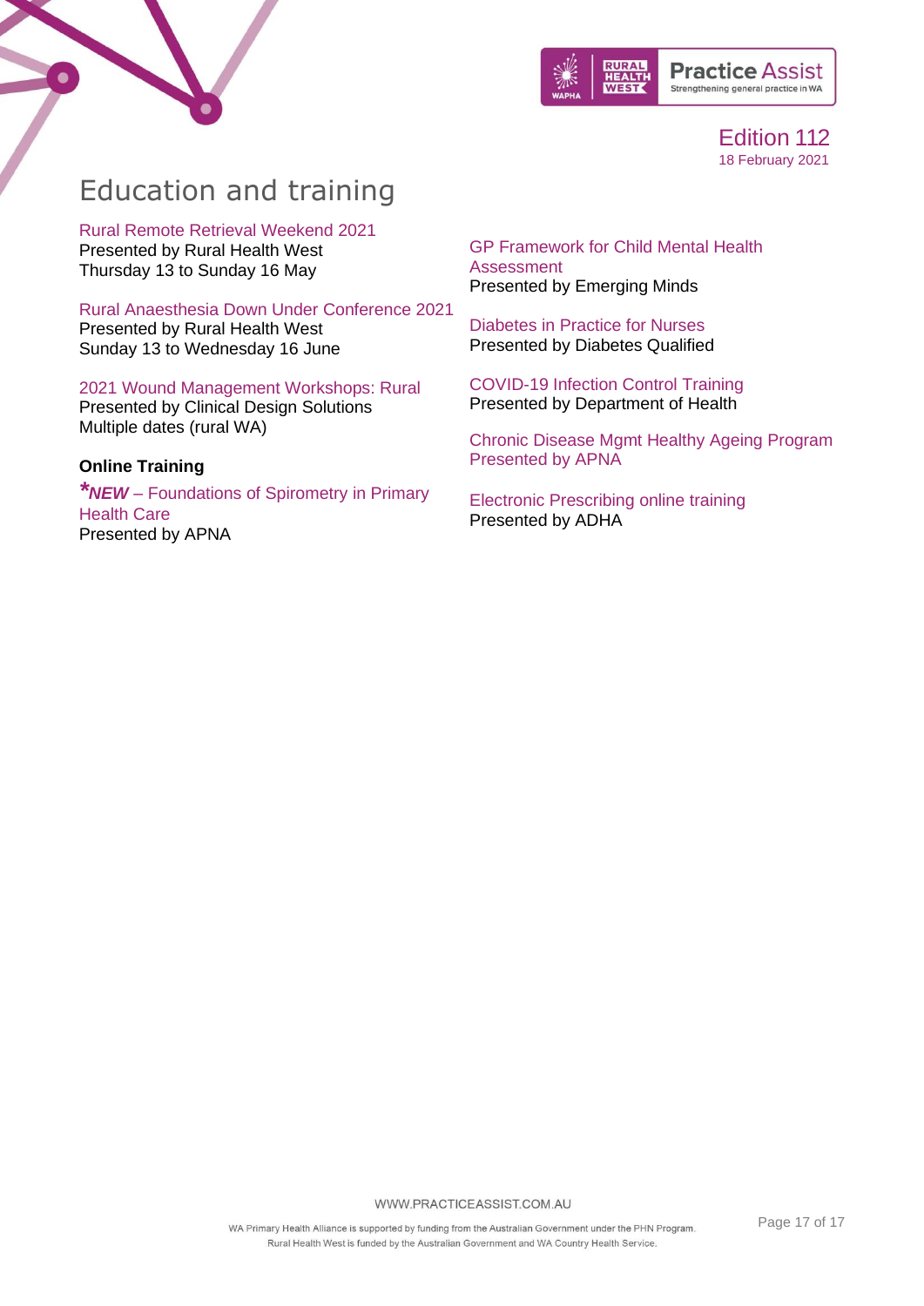# Education and training

Rural Remote Retrieval Weekend 2021
Presented by Rural Health West
Thursday 13 to Sunday 16 May

Rural Anaesthesia Down Under Conference 2021
Presented by Rural Health West
Sunday 13 to Wednesday 16 June

2021 Wound Management Workshops: Rural
Presented by Clinical Design Solutions
Multiple dates (rural WA)

**Online Training**

***NEW** – Foundations of Spirometry in Primary Health Care
Presented by APNA

GP Framework for Child Mental Health Assessment
Presented by Emerging Minds

Diabetes in Practice for Nurses
Presented by Diabetes Qualified

COVID-19 Infection Control Training
Presented by Department of Health

Chronic Disease Mgmt Healthy Ageing Program
Presented by APNA

Electronic Prescribing online training
Presented by ADHA

WWW.PRACTICEASSIST.COM.AU

WA Primary Health Alliance is supported by funding from the Australian Government under the PHN Program.
Rural Health West is funded by the Australian Government and WA Country Health Service.